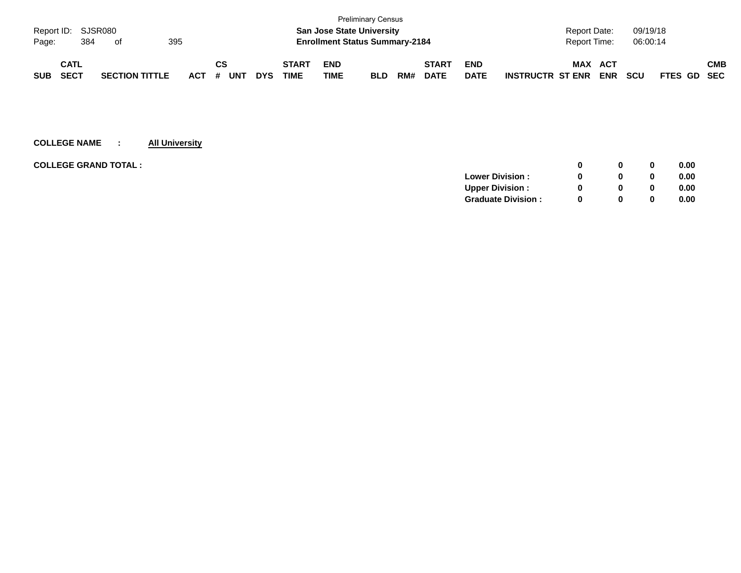Preliminary Census

**San Jose State University**

**Enrollment Status Summary-2184**

Report ID: SJSR080

Report Date: 09/19/18

Report Time: 06:00:14

| SUB | CATL SECT | SECTION TITTLE | ACT | CS # | UNT | DYS | START TIME | END TIME | BLD | RM# | START DATE | END DATE | INSTRUCTR | MAX ST ENR | ACT ENR | SCU | FTES | GD | CMB SEC |
|---|---|---|---|---|---|---|---|---|---|---|---|---|---|---|---|---|---|---|---|

**COLLEGE NAME : All University**

| | | MAX ST ENR | ACT ENR | SCU | FTES |
|---|---|---|---|---|---|
| **COLLEGE GRAND TOTAL :** | | **0** | **0** | **0** | **0.00** |
| | **Lower Division :** | **0** | **0** | **0** | **0.00** |
| | **Upper Division :** | **0** | **0** | **0** | **0.00** |
| | **Graduate Division :** | **0** | **0** | **0** | **0.00** |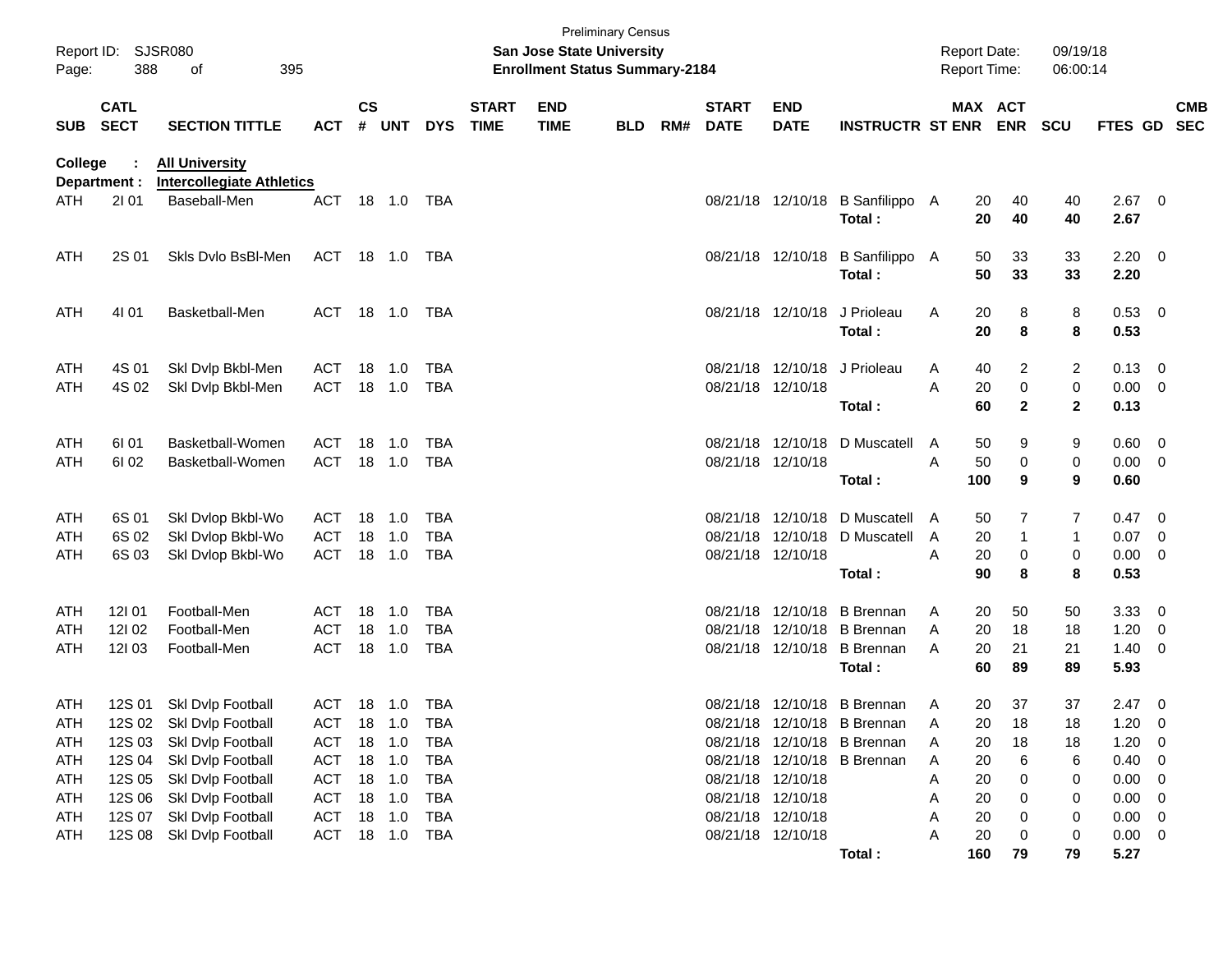Preliminary Census

**San Jose State University**
**Enrollment Status Summary-2184**

Report ID: SJSR080
Report Date: 09/19/18
Report Time: 06:00:14

| SUB | CATL SECT | SECTION TITTLE | ACT | CS # | UNT | DYS | START TIME | END TIME | BLD | RM# | START DATE | END DATE | INSTRUCTR | ST | MAX ENR | ACT ENR | SCU | FTES | GD | CMB SEC |
|---|---|---|---|---|---|---|---|---|---|---|---|---|---|---|---|---|---|---|---|---|
| **College :** | **All University** | | | | | | | | | | | | | | | | | | | |
| **Department :** | **Intercollegiate Athletics** | | | | | | | | | | | | | | | | | | | |
| ATH | 2I 01 | Baseball-Men | ACT | 18 | 1.0 | TBA | | | | | 08/21/18 | 12/10/18 | B Sanfilippo | A | 20 | 40 | 40 | 2.67 | 0 | |
| | | | | | | | | | | | | | **Total :** | | **20** | **40** | **40** | **2.67** | | |
| ATH | 2S 01 | Skls Dvlo BsBl-Men | ACT | 18 | 1.0 | TBA | | | | | 08/21/18 | 12/10/18 | B Sanfilippo | A | 50 | 33 | 33 | 2.20 | 0 | |
| | | | | | | | | | | | | | **Total :** | | **50** | **33** | **33** | **2.20** | | |
| ATH | 4I 01 | Basketball-Men | ACT | 18 | 1.0 | TBA | | | | | 08/21/18 | 12/10/18 | J Prioleau | A | 20 | 8 | 8 | 0.53 | 0 | |
| | | | | | | | | | | | | | **Total :** | | **20** | **8** | **8** | **0.53** | | |
| ATH | 4S 01 | Skl Dvlp Bkbl-Men | ACT | 18 | 1.0 | TBA | | | | | 08/21/18 | 12/10/18 | J Prioleau | A | 40 | 2 | 2 | 0.13 | 0 | |
| ATH | 4S 02 | Skl Dvlp Bkbl-Men | ACT | 18 | 1.0 | TBA | | | | | 08/21/18 | 12/10/18 | | A | 20 | 0 | 0 | 0.00 | 0 | |
| | | | | | | | | | | | | | **Total :** | | **60** | **2** | **2** | **0.13** | | |
| ATH | 6I 01 | Basketball-Women | ACT | 18 | 1.0 | TBA | | | | | 08/21/18 | 12/10/18 | D Muscatell | A | 50 | 9 | 9 | 0.60 | 0 | |
| ATH | 6I 02 | Basketball-Women | ACT | 18 | 1.0 | TBA | | | | | 08/21/18 | 12/10/18 | | A | 50 | 0 | 0 | 0.00 | 0 | |
| | | | | | | | | | | | | | **Total :** | | **100** | **9** | **9** | **0.60** | | |
| ATH | 6S 01 | Skl Dvlop Bkbl-Wo | ACT | 18 | 1.0 | TBA | | | | | 08/21/18 | 12/10/18 | D Muscatell | A | 50 | 7 | 7 | 0.47 | 0 | |
| ATH | 6S 02 | Skl Dvlop Bkbl-Wo | ACT | 18 | 1.0 | TBA | | | | | 08/21/18 | 12/10/18 | D Muscatell | A | 20 | 1 | 1 | 0.07 | 0 | |
| ATH | 6S 03 | Skl Dvlop Bkbl-Wo | ACT | 18 | 1.0 | TBA | | | | | 08/21/18 | 12/10/18 | | A | 20 | 0 | 0 | 0.00 | 0 | |
| | | | | | | | | | | | | | **Total :** | | **90** | **8** | **8** | **0.53** | | |
| ATH | 12I 01 | Football-Men | ACT | 18 | 1.0 | TBA | | | | | 08/21/18 | 12/10/18 | B Brennan | A | 20 | 50 | 50 | 3.33 | 0 | |
| ATH | 12I 02 | Football-Men | ACT | 18 | 1.0 | TBA | | | | | 08/21/18 | 12/10/18 | B Brennan | A | 20 | 18 | 18 | 1.20 | 0 | |
| ATH | 12I 03 | Football-Men | ACT | 18 | 1.0 | TBA | | | | | 08/21/18 | 12/10/18 | B Brennan | A | 20 | 21 | 21 | 1.40 | 0 | |
| | | | | | | | | | | | | | **Total :** | | **60** | **89** | **89** | **5.93** | | |
| ATH | 12S 01 | Skl Dvlp Football | ACT | 18 | 1.0 | TBA | | | | | 08/21/18 | 12/10/18 | B Brennan | A | 20 | 37 | 37 | 2.47 | 0 | |
| ATH | 12S 02 | Skl Dvlp Football | ACT | 18 | 1.0 | TBA | | | | | 08/21/18 | 12/10/18 | B Brennan | A | 20 | 18 | 18 | 1.20 | 0 | |
| ATH | 12S 03 | Skl Dvlp Football | ACT | 18 | 1.0 | TBA | | | | | 08/21/18 | 12/10/18 | B Brennan | A | 20 | 18 | 18 | 1.20 | 0 | |
| ATH | 12S 04 | Skl Dvlp Football | ACT | 18 | 1.0 | TBA | | | | | 08/21/18 | 12/10/18 | B Brennan | A | 20 | 6 | 6 | 0.40 | 0 | |
| ATH | 12S 05 | Skl Dvlp Football | ACT | 18 | 1.0 | TBA | | | | | 08/21/18 | 12/10/18 | | A | 20 | 0 | 0 | 0.00 | 0 | |
| ATH | 12S 06 | Skl Dvlp Football | ACT | 18 | 1.0 | TBA | | | | | 08/21/18 | 12/10/18 | | A | 20 | 0 | 0 | 0.00 | 0 | |
| ATH | 12S 07 | Skl Dvlp Football | ACT | 18 | 1.0 | TBA | | | | | 08/21/18 | 12/10/18 | | A | 20 | 0 | 0 | 0.00 | 0 | |
| ATH | 12S 08 | Skl Dvlp Football | ACT | 18 | 1.0 | TBA | | | | | 08/21/18 | 12/10/18 | | A | 20 | 0 | 0 | 0.00 | 0 | |
| | | | | | | | | | | | | | **Total :** | | **160** | **79** | **79** | **5.27** | | |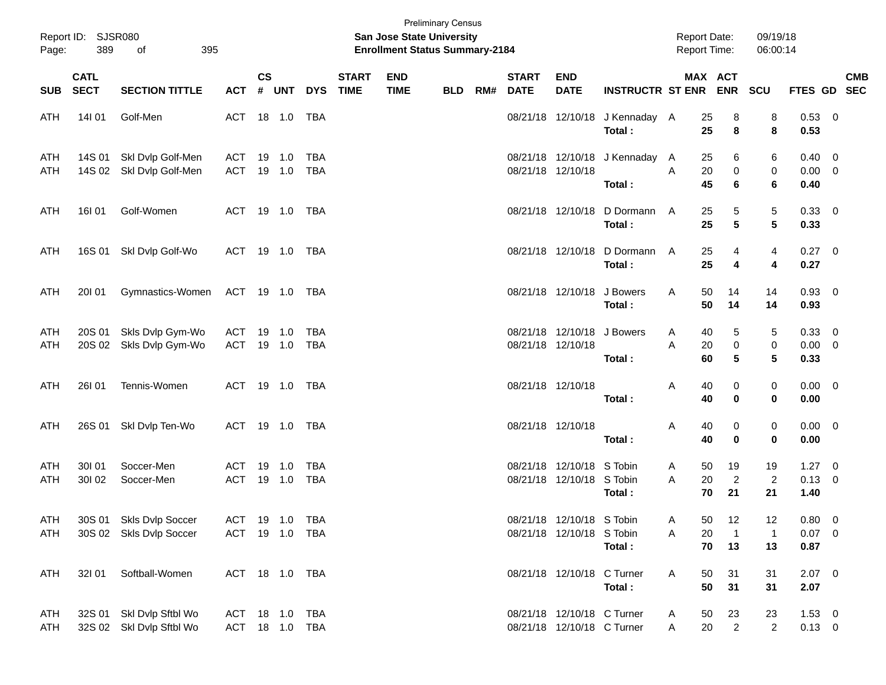Preliminary Census

**San Jose State University**
**Enrollment Status Summary-2184**

Report ID: SJSR080
Report Date: 09/19/18
Report Time: 06:00:14

| SUB | CATL SECT | SECTION TITTLE | ACT | CS # | UNT | DYS | START TIME | END TIME | BLD | RM# | START DATE | END DATE | INSTRUCTR | ST | MAX ENR | ACT ENR | SCU | FTES | GD | CMB SEC |
|---|---|---|---|---|---|---|---|---|---|---|---|---|---|---|---|---|---|---|---|---|
| ATH | 14I 01 | Golf-Men | ACT | 18 | 1.0 | TBA | | | | | 08/21/18 | 12/10/18 | J Kennaday | A | 25 | 8 | 8 | 0.53 | 0 | |
| | | | | | | | | | | | | | **Total :** | | **25** | **8** | **8** | **0.53** | | |
| ATH | 14S 01 | Skl Dvlp Golf-Men | ACT | 19 | 1.0 | TBA | | | | | 08/21/18 | 12/10/18 | J Kennaday | A | 25 | 6 | 6 | 0.40 | 0 | |
| ATH | 14S 02 | Skl Dvlp Golf-Men | ACT | 19 | 1.0 | TBA | | | | | 08/21/18 | 12/10/18 | | A | 20 | 0 | 0 | 0.00 | 0 | |
| | | | | | | | | | | | | | **Total :** | | **45** | **6** | **6** | **0.40** | | |
| ATH | 16I 01 | Golf-Women | ACT | 19 | 1.0 | TBA | | | | | 08/21/18 | 12/10/18 | D Dormann | A | 25 | 5 | 5 | 0.33 | 0 | |
| | | | | | | | | | | | | | **Total :** | | **25** | **5** | **5** | **0.33** | | |
| ATH | 16S 01 | Skl Dvlp Golf-Wo | ACT | 19 | 1.0 | TBA | | | | | 08/21/18 | 12/10/18 | D Dormann | A | 25 | 4 | 4 | 0.27 | 0 | |
| | | | | | | | | | | | | | **Total :** | | **25** | **4** | **4** | **0.27** | | |
| ATH | 20I 01 | Gymnastics-Women | ACT | 19 | 1.0 | TBA | | | | | 08/21/18 | 12/10/18 | J Bowers | A | 50 | 14 | 14 | 0.93 | 0 | |
| | | | | | | | | | | | | | **Total :** | | **50** | **14** | **14** | **0.93** | | |
| ATH | 20S 01 | Skls Dvlp Gym-Wo | ACT | 19 | 1.0 | TBA | | | | | 08/21/18 | 12/10/18 | J Bowers | A | 40 | 5 | 5 | 0.33 | 0 | |
| ATH | 20S 02 | Skls Dvlp Gym-Wo | ACT | 19 | 1.0 | TBA | | | | | 08/21/18 | 12/10/18 | | A | 20 | 0 | 0 | 0.00 | 0 | |
| | | | | | | | | | | | | | **Total :** | | **60** | **5** | **5** | **0.33** | | |
| ATH | 26I 01 | Tennis-Women | ACT | 19 | 1.0 | TBA | | | | | 08/21/18 | 12/10/18 | | A | 40 | 0 | 0 | 0.00 | 0 | |
| | | | | | | | | | | | | | **Total :** | | **40** | **0** | **0** | **0.00** | | |
| ATH | 26S 01 | Skl Dvlp Ten-Wo | ACT | 19 | 1.0 | TBA | | | | | 08/21/18 | 12/10/18 | | A | 40 | 0 | 0 | 0.00 | 0 | |
| | | | | | | | | | | | | | **Total :** | | **40** | **0** | **0** | **0.00** | | |
| ATH | 30I 01 | Soccer-Men | ACT | 19 | 1.0 | TBA | | | | | 08/21/18 | 12/10/18 | S Tobin | A | 50 | 19 | 19 | 1.27 | 0 | |
| ATH | 30I 02 | Soccer-Men | ACT | 19 | 1.0 | TBA | | | | | 08/21/18 | 12/10/18 | S Tobin | A | 20 | 2 | 2 | 0.13 | 0 | |
| | | | | | | | | | | | | | **Total :** | | **70** | **21** | **21** | **1.40** | | |
| ATH | 30S 01 | Skls Dvlp Soccer | ACT | 19 | 1.0 | TBA | | | | | 08/21/18 | 12/10/18 | S Tobin | A | 50 | 12 | 12 | 0.80 | 0 | |
| ATH | 30S 02 | Skls Dvlp Soccer | ACT | 19 | 1.0 | TBA | | | | | 08/21/18 | 12/10/18 | S Tobin | A | 20 | 1 | 1 | 0.07 | 0 | |
| | | | | | | | | | | | | | **Total :** | | **70** | **13** | **13** | **0.87** | | |
| ATH | 32I 01 | Softball-Women | ACT | 18 | 1.0 | TBA | | | | | 08/21/18 | 12/10/18 | C Turner | A | 50 | 31 | 31 | 2.07 | 0 | |
| | | | | | | | | | | | | | **Total :** | | **50** | **31** | **31** | **2.07** | | |
| ATH | 32S 01 | Skl Dvlp Sftbl Wo | ACT | 18 | 1.0 | TBA | | | | | 08/21/18 | 12/10/18 | C Turner | A | 50 | 23 | 23 | 1.53 | 0 | |
| ATH | 32S 02 | Skl Dvlp Sftbl Wo | ACT | 18 | 1.0 | TBA | | | | | 08/21/18 | 12/10/18 | C Turner | A | 20 | 2 | 2 | 0.13 | 0 | |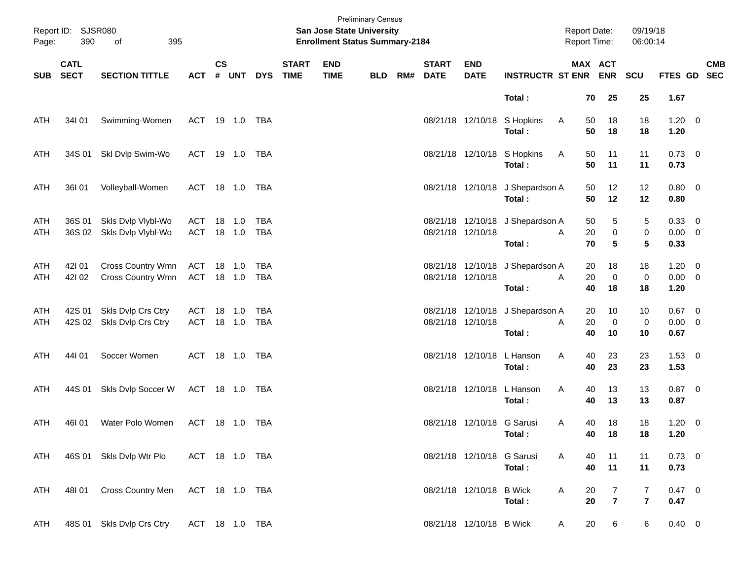Preliminary Census

**San Jose State University**

**Enrollment Status Summary-2184**

Report ID: SJSR080

Report Date: 09/19/18
Report Time: 06:00:14

| SUB | CATL SECT | SECTION TITTLE | ACT | CS # | UNT | DYS | START TIME | END TIME | BLD | RM# | START DATE | END DATE | INSTRUCTR | ST | MAX ENR | ACT ENR | SCU | FTES | GD | CMB SEC |
|---|---|---|---|---|---|---|---|---|---|---|---|---|---|---|---|---|---|---|---|---|
| | | | | | | | | | | | | | **Total :** | | **70** | **25** | **25** | **1.67** | | |
| ATH | 34I 01 | Swimming-Women | ACT | 19 | 1.0 | TBA | | | | | 08/21/18 | 12/10/18 | S Hopkins | A | 50 | 18 | 18 | 1.20 | 0 | |
| | | | | | | | | | | | | | **Total :** | | **50** | **18** | **18** | **1.20** | | |
| ATH | 34S 01 | Skl Dvlp Swim-Wo | ACT | 19 | 1.0 | TBA | | | | | 08/21/18 | 12/10/18 | S Hopkins | A | 50 | 11 | 11 | 0.73 | 0 | |
| | | | | | | | | | | | | | **Total :** | | **50** | **11** | **11** | **0.73** | | |
| ATH | 36I 01 | Volleyball-Women | ACT | 18 | 1.0 | TBA | | | | | 08/21/18 | 12/10/18 | J Shepardson | A | 50 | 12 | 12 | 0.80 | 0 | |
| | | | | | | | | | | | | | **Total :** | | **50** | **12** | **12** | **0.80** | | |
| ATH | 36S 01 | Skls Dvlp Vlybl-Wo | ACT | 18 | 1.0 | TBA | | | | | 08/21/18 | 12/10/18 | J Shepardson | A | 50 | 5 | 5 | 0.33 | 0 | |
| ATH | 36S 02 | Skls Dvlp Vlybl-Wo | ACT | 18 | 1.0 | TBA | | | | | 08/21/18 | 12/10/18 | | A | 20 | 0 | 0 | 0.00 | 0 | |
| | | | | | | | | | | | | | **Total :** | | **70** | **5** | **5** | **0.33** | | |
| ATH | 42I 01 | Cross Country Wmn | ACT | 18 | 1.0 | TBA | | | | | 08/21/18 | 12/10/18 | J Shepardson | A | 20 | 18 | 18 | 1.20 | 0 | |
| ATH | 42I 02 | Cross Country Wmn | ACT | 18 | 1.0 | TBA | | | | | 08/21/18 | 12/10/18 | | A | 20 | 0 | 0 | 0.00 | 0 | |
| | | | | | | | | | | | | | **Total :** | | **40** | **18** | **18** | **1.20** | | |
| ATH | 42S 01 | Skls Dvlp Crs Ctry | ACT | 18 | 1.0 | TBA | | | | | 08/21/18 | 12/10/18 | J Shepardson | A | 20 | 10 | 10 | 0.67 | 0 | |
| ATH | 42S 02 | Skls Dvlp Crs Ctry | ACT | 18 | 1.0 | TBA | | | | | 08/21/18 | 12/10/18 | | A | 20 | 0 | 0 | 0.00 | 0 | |
| | | | | | | | | | | | | | **Total :** | | **40** | **10** | **10** | **0.67** | | |
| ATH | 44I 01 | Soccer Women | ACT | 18 | 1.0 | TBA | | | | | 08/21/18 | 12/10/18 | L Hanson | A | 40 | 23 | 23 | 1.53 | 0 | |
| | | | | | | | | | | | | | **Total :** | | **40** | **23** | **23** | **1.53** | | |
| ATH | 44S 01 | Skls Dvlp Soccer W | ACT | 18 | 1.0 | TBA | | | | | 08/21/18 | 12/10/18 | L Hanson | A | 40 | 13 | 13 | 0.87 | 0 | |
| | | | | | | | | | | | | | **Total :** | | **40** | **13** | **13** | **0.87** | | |
| ATH | 46I 01 | Water Polo Women | ACT | 18 | 1.0 | TBA | | | | | 08/21/18 | 12/10/18 | G Sarusi | A | 40 | 18 | 18 | 1.20 | 0 | |
| | | | | | | | | | | | | | **Total :** | | **40** | **18** | **18** | **1.20** | | |
| ATH | 46S 01 | Skls Dvlp Wtr Plo | ACT | 18 | 1.0 | TBA | | | | | 08/21/18 | 12/10/18 | G Sarusi | A | 40 | 11 | 11 | 0.73 | 0 | |
| | | | | | | | | | | | | | **Total :** | | **40** | **11** | **11** | **0.73** | | |
| ATH | 48I 01 | Cross Country Men | ACT | 18 | 1.0 | TBA | | | | | 08/21/18 | 12/10/18 | B Wick | A | 20 | 7 | 7 | 0.47 | 0 | |
| | | | | | | | | | | | | | **Total :** | | **20** | **7** | **7** | **0.47** | | |
| ATH | 48S 01 | Skls Dvlp Crs Ctry | ACT | 18 | 1.0 | TBA | | | | | 08/21/18 | 12/10/18 | B Wick | A | 20 | 6 | 6 | 0.40 | 0 | |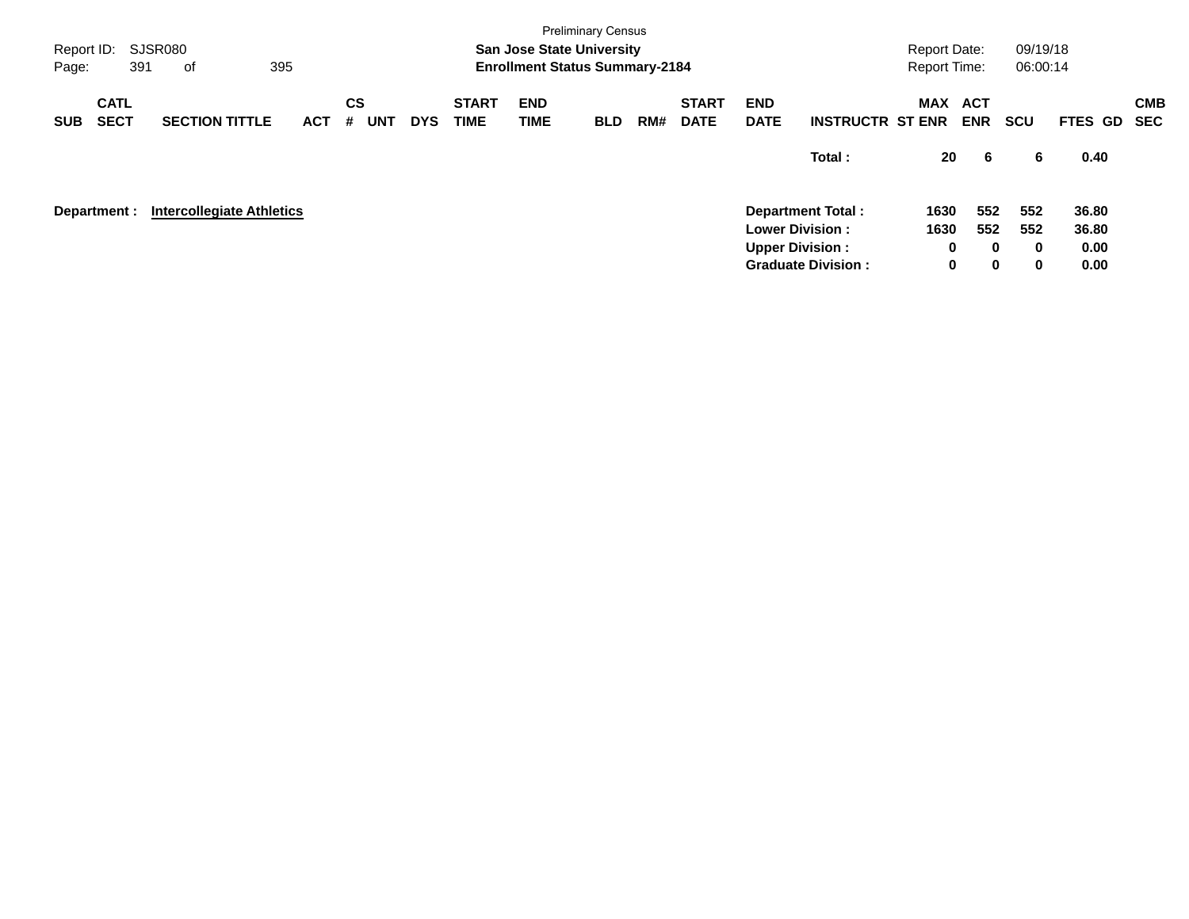Preliminary Census

**San Jose State University**

**Enrollment Status Summary-2184**

Report ID: SJSR080

Report Date: 09/19/18

Report Time: 06:00:14

| SUB | CATL SECT | SECTION TITTLE | ACT | CS # | UNT | DYS | START TIME | END TIME | BLD | RM# | START DATE | END DATE | INSTRUCTR | MAX ST ENR | ACT ENR | SCU | FTES | GD | CMB SEC |
|---|---|---|---|---|---|---|---|---|---|---|---|---|---|---|---|---|---|---|---|
| | | | | | | | | | | | | | **Total :** | **20** | **6** | **6** | **0.40** | | |

**Department :** **Intercollegiate Athletics**

| | MAX ST ENR | ACT ENR | SCU | FTES |
|---|---|---|---|---|
| **Department Total :** | **1630** | **552** | **552** | **36.80** |
| **Lower Division :** | **1630** | **552** | **552** | **36.80** |
| **Upper Division :** | **0** | **0** | **0** | **0.00** |
| **Graduate Division :** | **0** | **0** | **0** | **0.00** |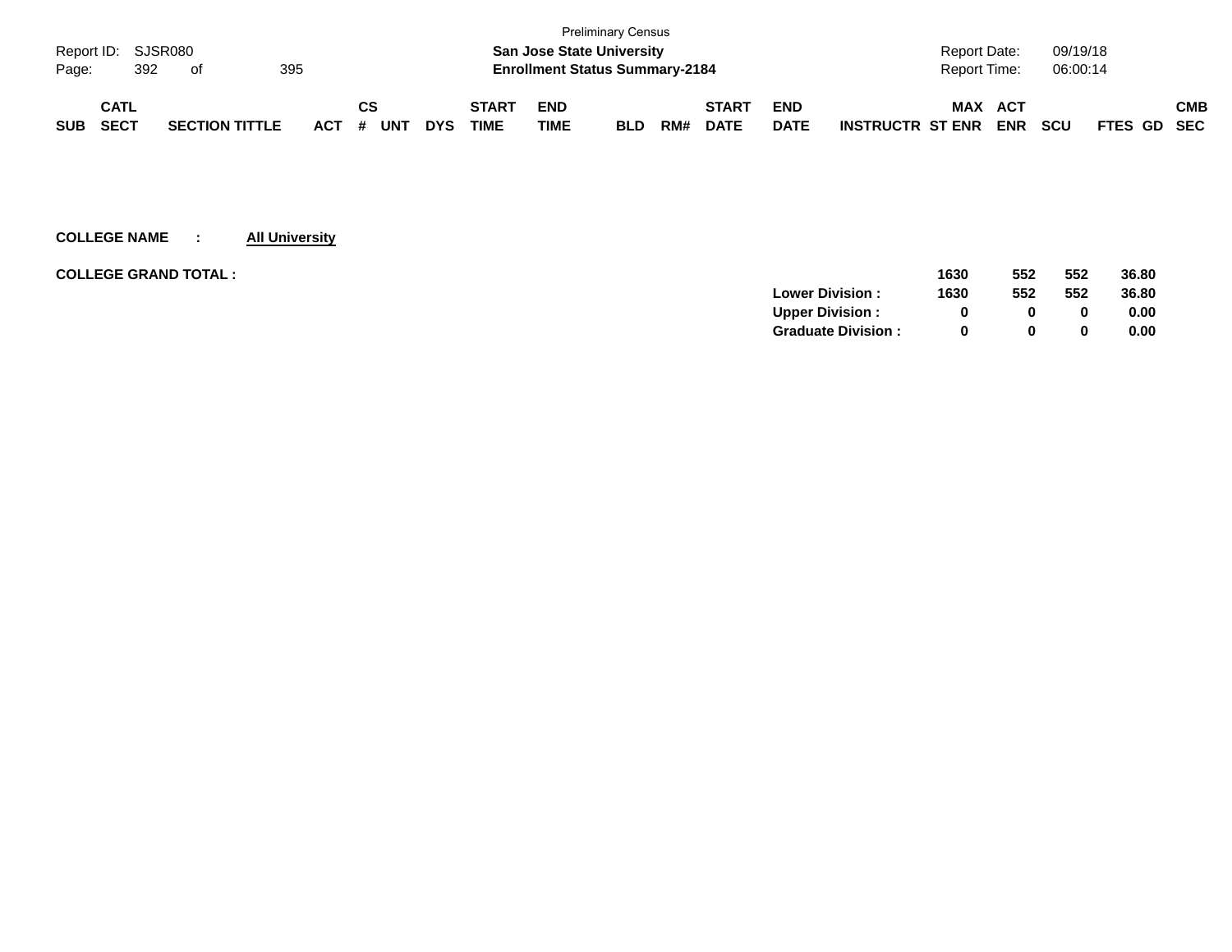Preliminary Census

Report ID: SJSR080

**San Jose State University**

**Enrollment Status Summary-2184**

Report Date: 09/19/18

Report Time: 06:00:14

| SUB | CATL SECT | SECTION TITTLE | ACT | CS # | UNT | DYS | START TIME | END TIME | BLD | RM# | START DATE | END DATE | INSTRUCTR | MAX ST ENR | ACT ENR | SCU | FTES | GD | CMB SEC |
|---|---|---|---|---|---|---|---|---|---|---|---|---|---|---|---|---|---|---|---|

**COLLEGE NAME : All University**

| | | MAX ST ENR | ACT ENR | SCU | FTES |
|---|---|---|---|---|---|
| **COLLEGE GRAND TOTAL :** | | **1630** | **552** | **552** | **36.80** |
| | **Lower Division :** | **1630** | **552** | **552** | **36.80** |
| | **Upper Division :** | **0** | **0** | **0** | **0.00** |
| | **Graduate Division :** | **0** | **0** | **0** | **0.00** |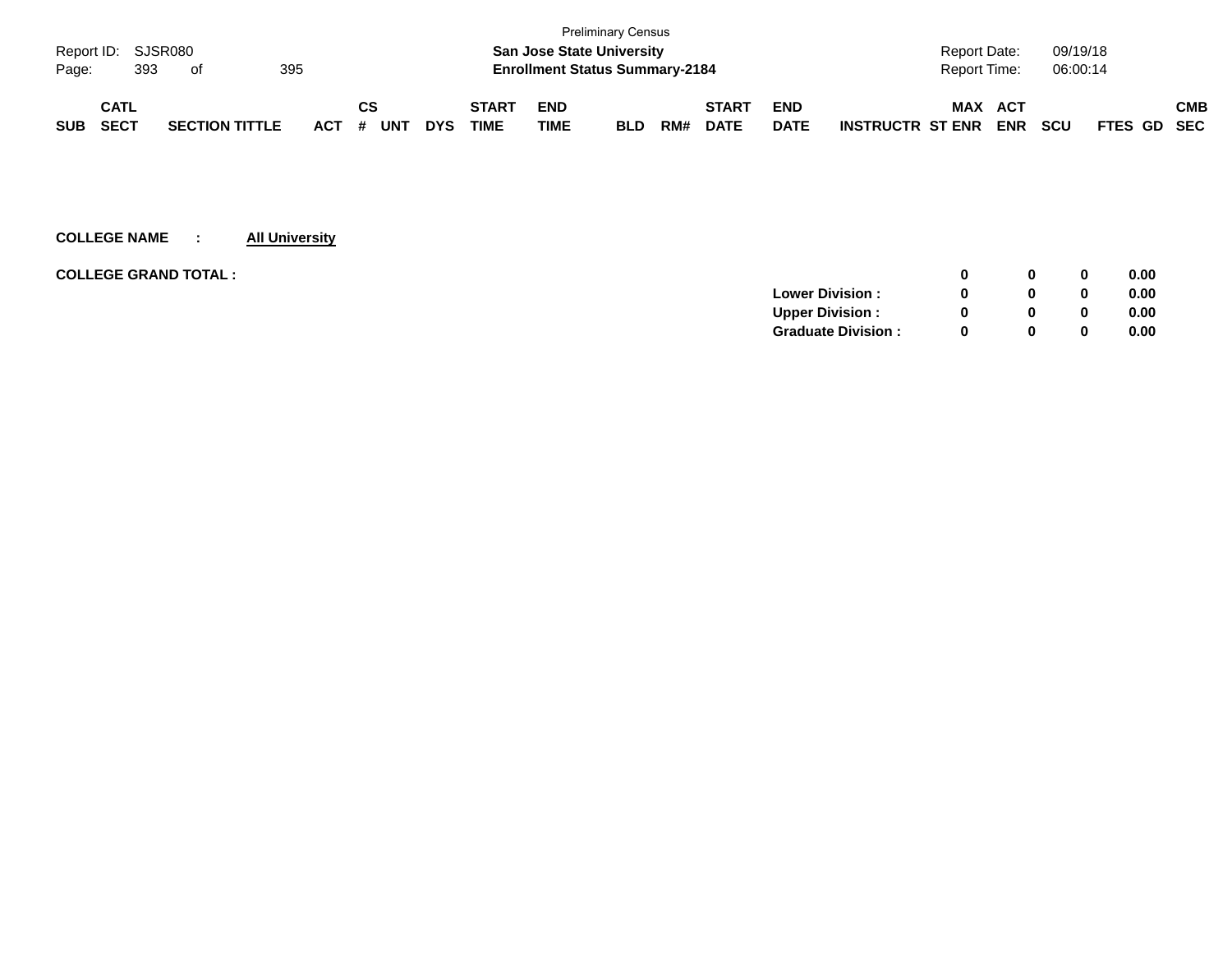Preliminary Census

**San Jose State University**

**Enrollment Status Summary-2184**

Report ID: SJSR080

Report Date: 09/19/18

Report Time: 06:00:14

| SUB | CATL SECT | SECTION TITTLE | ACT | CS # | UNT | DYS | START TIME | END TIME | BLD | RM# | START DATE | END DATE | INSTRUCTR | MAX ST ENR | ACT ENR | SCU | FTES | GD | CMB SEC |
|---|---|---|---|---|---|---|---|---|---|---|---|---|---|---|---|---|---|---|---|

**COLLEGE NAME : All University**

| **COLLEGE GRAND TOTAL :** | | **0** | **0** | **0** | **0.00** |
|---|---|---|---|---|---|
| | **Lower Division :** | **0** | **0** | **0** | **0.00** |
| | **Upper Division :** | **0** | **0** | **0** | **0.00** |
| | **Graduate Division :** | **0** | **0** | **0** | **0.00** |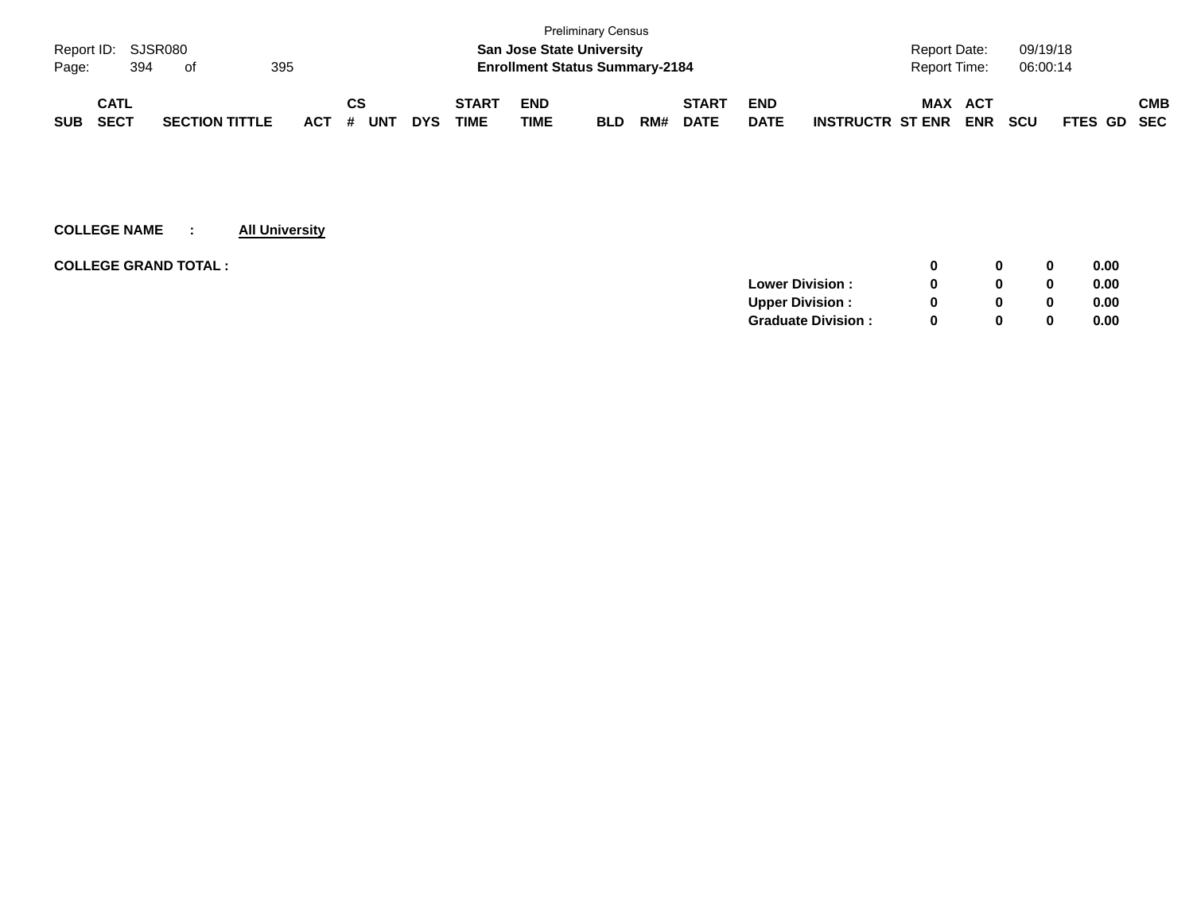Preliminary Census

Report ID: SJSR080

**San Jose State University**

**Enrollment Status Summary-2184**

Report Date: 09/19/18
Report Time: 06:00:14

| SUB | CATL SECT | SECTION TITTLE | ACT | CS # | UNT | DYS | START TIME | END TIME | BLD | RM# | START DATE | END DATE | INSTRUCTR | MAX ST ENR | ACT ENR | SCU | FTES | GD | CMB SEC |
|---|---|---|---|---|---|---|---|---|---|---|---|---|---|---|---|---|---|---|---|

**COLLEGE NAME : All University**

| | | | | |
|---|---|---|---|---|
| **COLLEGE GRAND TOTAL :** | **0** | **0** | **0** | **0.00** |
| **Lower Division :** | **0** | **0** | **0** | **0.00** |
| **Upper Division :** | **0** | **0** | **0** | **0.00** |
| **Graduate Division :** | **0** | **0** | **0** | **0.00** |